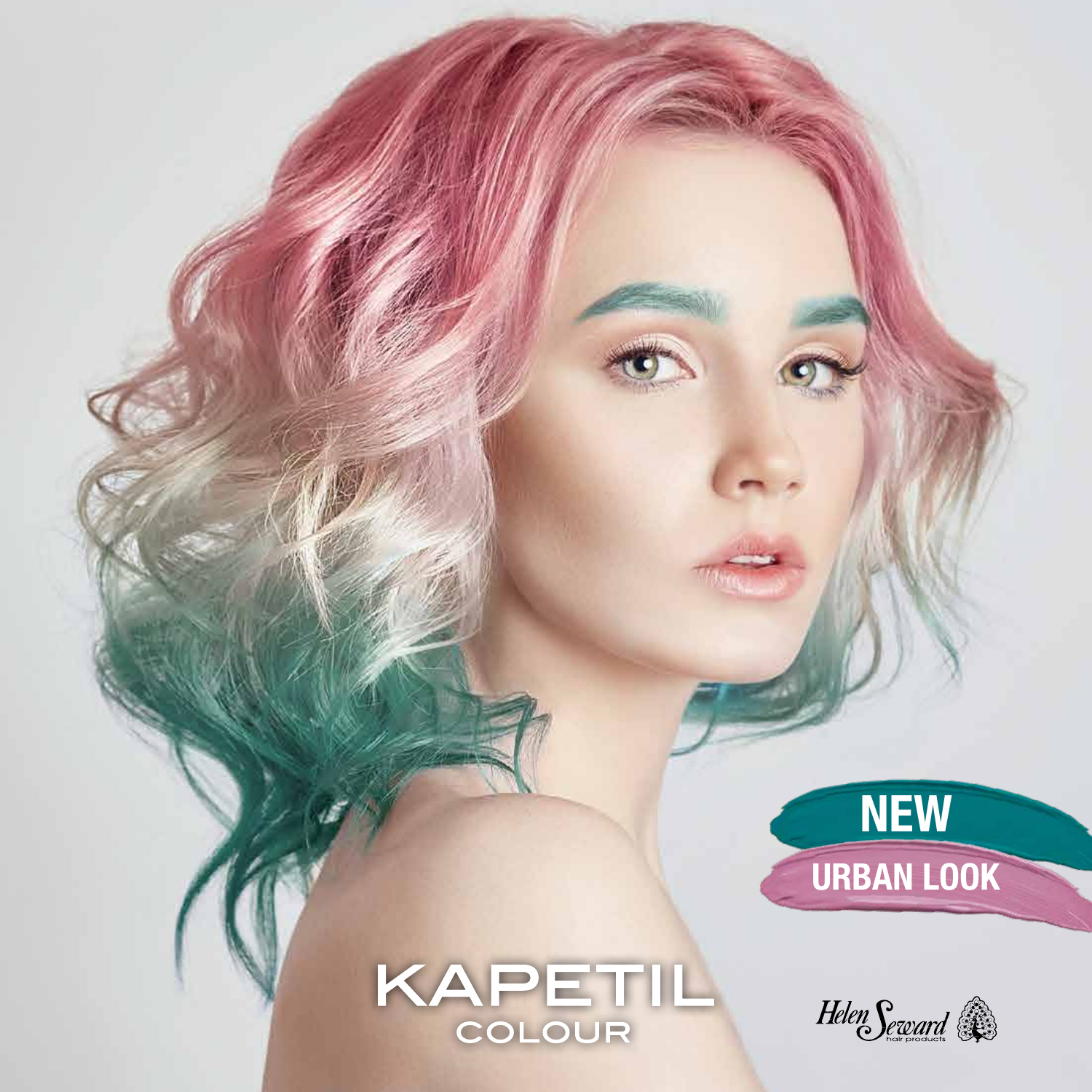NEW

URBAN LOOK

# KAPETIL

COLOUR

Helen Seward hair products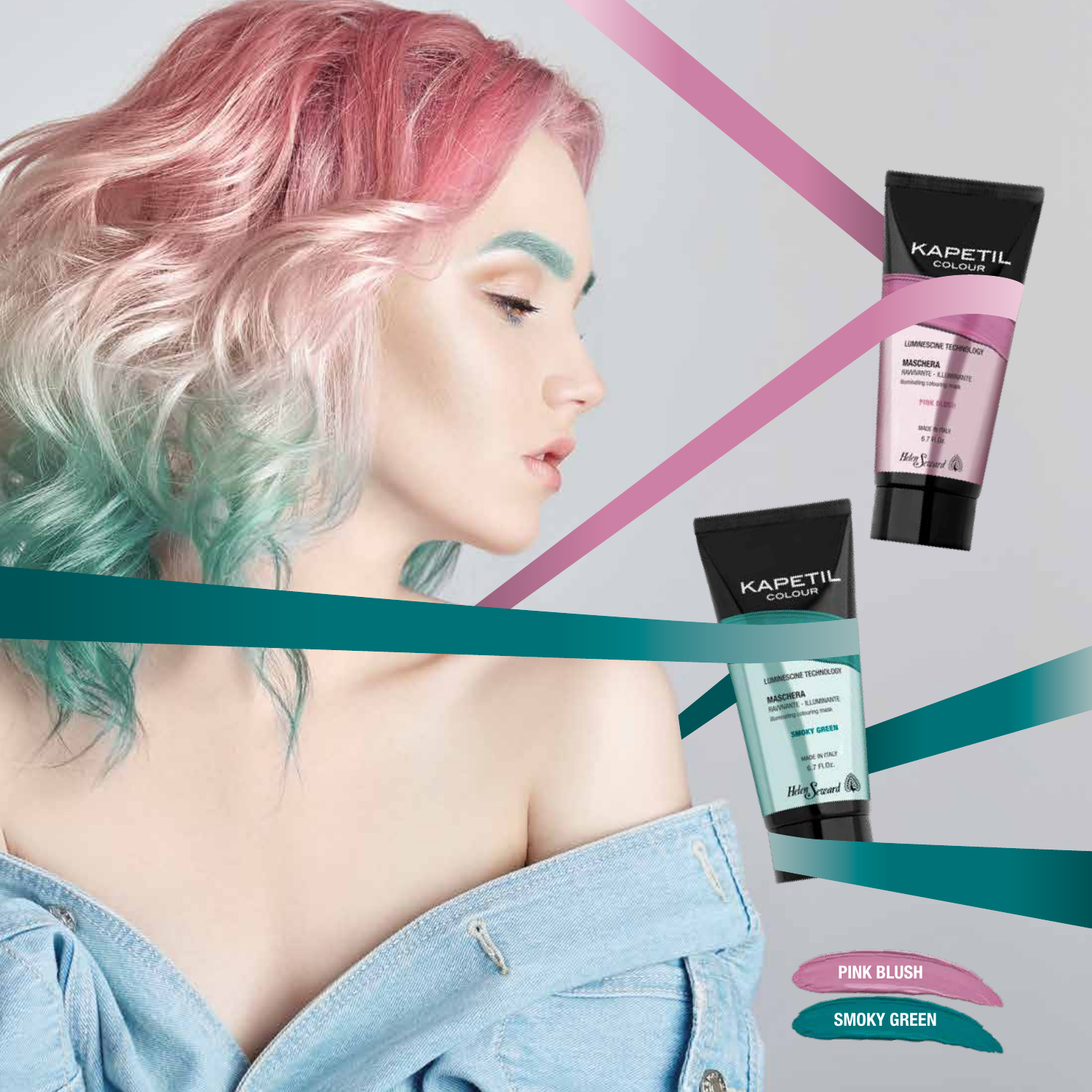PINK BLUSH

SMOKY GREEN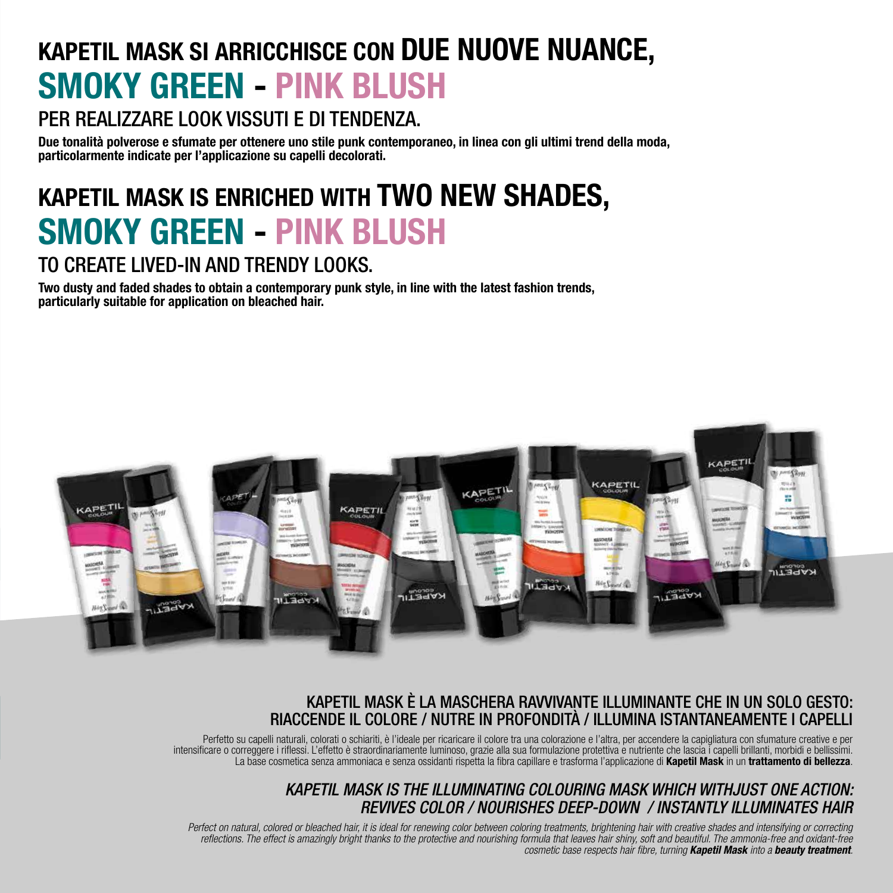# KAPETIL MASK SI ARRICCHISCE CON DUE NUOVE NUANCE, SMOKY GREEN - PINK BLUSH

## PER REALIZZARE LOOK VISSUTI E DI TENDENZA.

**Due tonalità polverose e sfumate per ottenere uno stile punk contemporaneo, in linea con gli ultimi trend della moda, particolarmente indicate per l'applicazione su capelli decolorati.**

# KAPETIL MASK IS ENRICHED WITH TWO NEW SHADES, SMOKY GREEN - PINK BLUSH

## TO CREATE LIVED-IN AND TRENDY LOOKS.

**Two dusty and faded shades to obtain a contemporary punk style, in line with the latest fashion trends, particularly suitable for application on bleached hair.**

## KAPETIL MASK È LA MASCHERA RAVVIVANTE ILLUMINANTE CHE IN UN SOLO GESTO: RIACCENDE IL COLORE / NUTRE IN PROFONDITÀ / ILLUMINA ISTANTANEAMENTE I CAPELLI

Perfetto su capelli naturali, colorati o schiariti, è l'ideale per ricaricare il colore tra una colorazione e l'altra, per accendere la capigliatura con sfumature creative e per intensificare o correggere i riflessi. L'effetto è straordinariamente luminoso, grazie alla sua formulazione protettiva e nutriente che lascia i capelli brillanti, morbidi e bellissimi. La base cosmetica senza ammoniaca e senza ossidanti rispetta la fibra capillare e trasforma l'applicazione di **Kapetil Mask** in un **trattamento di bellezza**.

## *KAPETIL MASK IS THE ILLUMINATING COLOURING MASK WHICH WITHJUST ONE ACTION: REVIVES COLOR / NOURISHES DEEP-DOWN / INSTANTLY ILLUMINATES HAIR*

*Perfect on natural, colored or bleached hair, it is ideal for renewing color between coloring treatments, brightening hair with creative shades and intensifying or correcting reflections. The effect is amazingly bright thanks to the protective and nourishing formula that leaves hair shiny, soft and beautiful. The ammonia-free and oxidant-free cosmetic base respects hair fibre, turning **Kapetil Mask** into a **beauty treatment**.*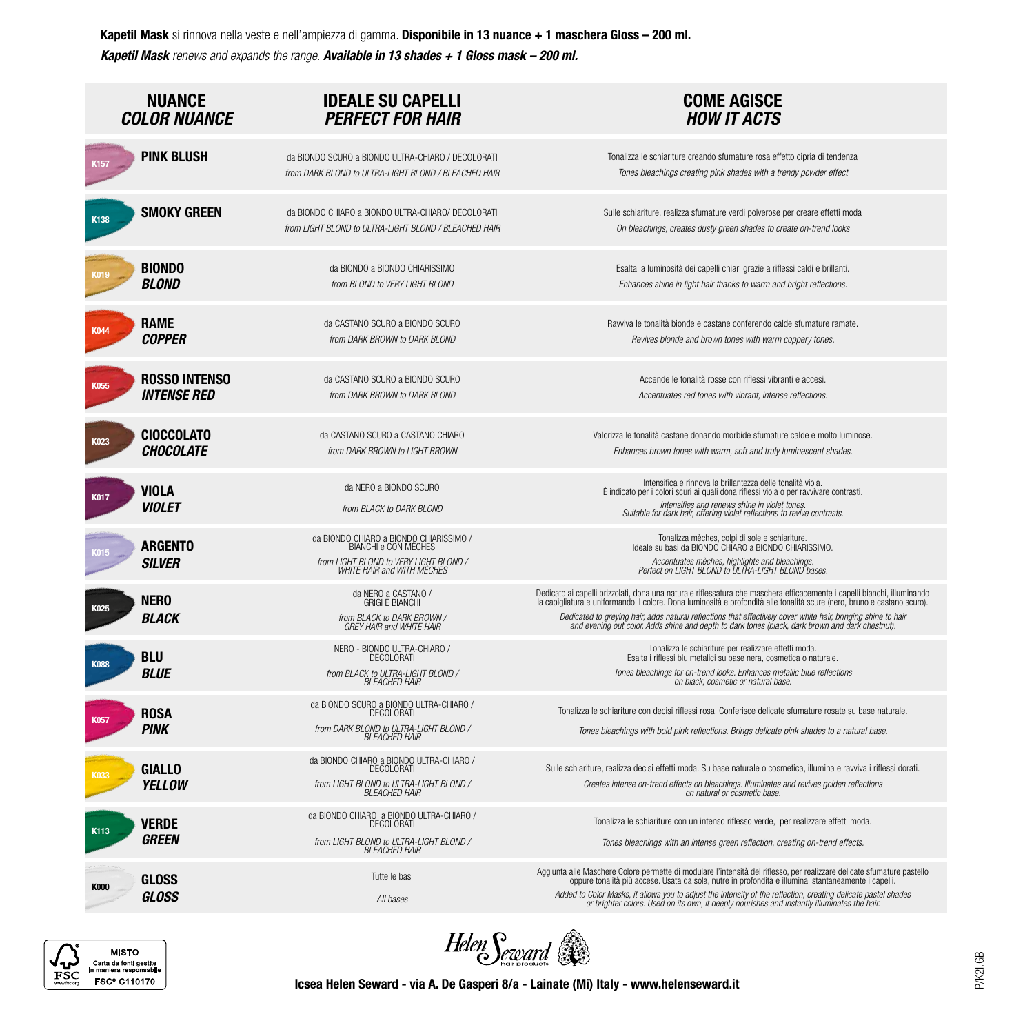**Kapetil Mask** si rinnova nella veste e nell'ampiezza di gamma. **Disponibile in 13 nuance + 1 maschera Gloss – 200 ml.**

***Kapetil Mask*** *renews and expands the range.* ***Available in 13 shades + 1 Gloss mask – 200 ml.***

| **NUANCE** ***COLOR NUANCE*** | **IDEALE SU CAPELLI** ***PERFECT FOR HAIR*** | **COME AGISCE** ***HOW IT ACTS*** |
|---|---|---|
| K157 **PINK BLUSH** | da BIONDO SCURO a BIONDO ULTRA-CHIARO / DECOLORATI *from DARK BLOND to ULTRA-LIGHT BLOND / BLEACHED HAIR* | Tonalizza le schiariture creando sfumature rosa effetto cipria di tendenza *Tones bleachings creating pink shades with a trendy powder effect* |
| K138 **SMOKY GREEN** | da BIONDO CHIARO a BIONDO ULTRA-CHIARO/ DECOLORATI *from LIGHT BLOND to ULTRA-LIGHT BLOND / BLEACHED HAIR* | Sulle schiariture, realizza sfumature verdi polverose per creare effetti moda *On bleachings, creates dusty green shades to create on-trend looks* |
| K019 **BIONDO** ***BLOND*** | da BIONDO a BIONDO CHIARISSIMO *from BLOND to VERY LIGHT BLOND* | Esalta la luminosità dei capelli chiari grazie a riflessi caldi e brillanti. *Enhances shine in light hair thanks to warm and bright reflections.* |
| K044 **RAME** ***COPPER*** | da CASTANO SCURO a BIONDO SCURO *from DARK BROWN to DARK BLOND* | Ravviva le tonalità bionde e castane conferendo calde sfumature ramate. *Revives blonde and brown tones with warm coppery tones.* |
| K055 **ROSSO INTENSO** ***INTENSE RED*** | da CASTANO SCURO a BIONDO SCURO *from DARK BROWN to DARK BLOND* | Accende le tonalità rosse con riflessi vibranti e accesi. *Accentuates red tones with vibrant, intense reflections.* |
| K023 **CIOCCOLATO** ***CHOCOLATE*** | da CASTANO SCURO a CASTANO CHIARO *from DARK BROWN to LIGHT BROWN* | Valorizza le tonalità castane donando morbide sfumature calde e molto luminose. *Enhances brown tones with warm, soft and truly luminescent shades.* |
| K017 **VIOLA** ***VIOLET*** | da NERO a BIONDO SCURO *from BLACK to DARK BLOND* | Intensifica e rinnova la brillantezza delle tonalità viola. È indicato per i colori scuri ai quali dona riflessi viola o per ravvivare contrasti. *Intensifies and renews shine in violet tones. Suitable for dark hair, offering violet reflections to revive contrasts.* |
| K015 **ARGENTO** ***SILVER*** | da BIONDO CHIARO a BIONDO CHIARISSIMO / BIANCHI e CON MÈCHES *from LIGHT BLOND to VERY LIGHT BLOND / WHITE HAIR and WITH MÈCHES* | Tonalizza mèches, colpi di sole e schiariture. Ideale su basi da BIONDO CHIARO a BIONDO CHIARISSIMO. *Accentuates mèches, highlights and bleachings. Perfect on LIGHT BLOND to ULTRA-LIGHT BLOND bases.* |
| K025 **NERO** ***BLACK*** | da NERO a CASTANO / GRIGI E BIANCHI *from BLACK to DARK BROWN / GREY HAIR and WHITE HAIR* | Dedicato ai capelli brizzolati, dona una naturale riflessatura che maschera efficacemente i capelli bianchi, illuminando la capigliatura e uniformando il colore. Dona luminosità e profondità alle tonalità scure (nero, bruno e castano scuro). *Dedicated to greying hair, adds natural reflections that effectively cover white hair, bringing shine to hair and evening out color. Adds shine and depth to dark tones (black, dark brown and dark chestnut).* |
| K088 **BLU** ***BLUE*** | NERO - BIONDO ULTRA-CHIARO / DECOLORATI *from BLACK to ULTRA-LIGHT BLOND / BLEACHED HAIR* | Tonalizza le schiariture per realizzare effetti moda. Esalta i riflessi blu metalici su base nera, cosmetica o naturale. *Tones bleachings for on-trend looks. Enhances metallic blue reflections on black, cosmetic or natural base.* |
| K057 **ROSA** ***PINK*** | da BIONDO SCURO a BIONDO ULTRA-CHIARO / DECOLORATI *from DARK BLOND to ULTRA-LIGHT BLOND / BLEACHED HAIR* | Tonalizza le schiariture con decisi riflessi rosa. Conferisce delicate sfumature rosate su base naturale. *Tones bleachings with bold pink reflections. Brings delicate pink shades to a natural base.* |
| K033 **GIALLO** ***YELLOW*** | da BIONDO CHIARO a BIONDO ULTRA-CHIARO / DECOLORATI *from LIGHT BLOND to ULTRA-LIGHT BLOND / BLEACHED HAIR* | Sulle schiariture, realizza decisi effetti moda. Su base naturale o cosmetica, illumina e ravviva i riflessi dorati. *Creates intense on-trend effects on bleachings. Illuminates and revives golden reflections on natural or cosmetic base.* |
| K113 **VERDE** ***GREEN*** | da BIONDO CHIARO a BIONDO ULTRA-CHIARO / DECOLORATI *from LIGHT BLOND to ULTRA-LIGHT BLOND / BLEACHED HAIR* | Tonalizza le schiariture con un intenso riflesso verde, per realizzare effetti moda. *Tones bleachings with an intense green reflection, creating on-trend effects.* |
| K000 **GLOSS** ***GLOSS*** | Tutte le basi *All bases* | Aggiunta alle Maschere Colore permette di modulare l'intensità del riflesso, per realizzare delicate sfumature pastello oppure tonalità più accese. Usata da sola, nutre in profondità e illumina istantaneamente i capelli. *Added to Color Masks, it allows you to adjust the intensity of the reflection, creating delicate pastel shades or brighter colors. Used on its own, it deeply nourishes and instantly illuminates the hair.* |

FSC MISTO Carta da fonti gestite in maniera responsabile FSC® C110170

Helen Seward hair products

**Icsea Helen Seward - via A. De Gasperi 8/a - Lainate (Mi) Italy - www.helenseward.it**

P/K2I.GB